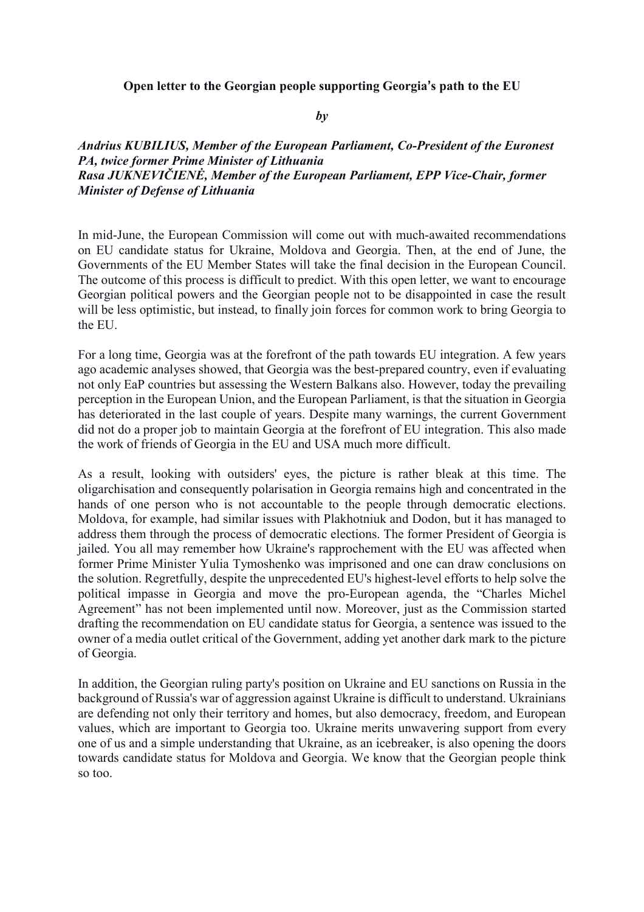**Open letter to the Georgian people supporting Georgia's path to the EU**

***by***

***Andrius KUBILIUS, Member of the European Parliament, Co-President of the Euronest PA, twice former Prime Minister of Lithuania***
***Rasa JUKNEVIČIENĖ, Member of the European Parliament, EPP Vice-Chair, former Minister of Defense of Lithuania***

In mid-June, the European Commission will come out with much-awaited recommendations on EU candidate status for Ukraine, Moldova and Georgia. Then, at the end of June, the Governments of the EU Member States will take the final decision in the European Council. The outcome of this process is difficult to predict. With this open letter, we want to encourage Georgian political powers and the Georgian people not to be disappointed in case the result will be less optimistic, but instead, to finally join forces for common work to bring Georgia to the EU.

For a long time, Georgia was at the forefront of the path towards EU integration. A few years ago academic analyses showed, that Georgia was the best-prepared country, even if evaluating not only EaP countries but assessing the Western Balkans also. However, today the prevailing perception in the European Union, and the European Parliament, is that the situation in Georgia has deteriorated in the last couple of years. Despite many warnings, the current Government did not do a proper job to maintain Georgia at the forefront of EU integration. This also made the work of friends of Georgia in the EU and USA much more difficult.

As a result, looking with outsiders' eyes, the picture is rather bleak at this time. The oligarchisation and consequently polarisation in Georgia remains high and concentrated in the hands of one person who is not accountable to the people through democratic elections. Moldova, for example, had similar issues with Plakhotniuk and Dodon, but it has managed to address them through the process of democratic elections. The former President of Georgia is jailed. You all may remember how Ukraine's rapprochement with the EU was affected when former Prime Minister Yulia Tymoshenko was imprisoned and one can draw conclusions on the solution. Regretfully, despite the unprecedented EU's highest-level efforts to help solve the political impasse in Georgia and move the pro-European agenda, the "Charles Michel Agreement" has not been implemented until now. Moreover, just as the Commission started drafting the recommendation on EU candidate status for Georgia, a sentence was issued to the owner of a media outlet critical of the Government, adding yet another dark mark to the picture of Georgia.

In addition, the Georgian ruling party's position on Ukraine and EU sanctions on Russia in the background of Russia's war of aggression against Ukraine is difficult to understand. Ukrainians are defending not only their territory and homes, but also democracy, freedom, and European values, which are important to Georgia too. Ukraine merits unwavering support from every one of us and a simple understanding that Ukraine, as an icebreaker, is also opening the doors towards candidate status for Moldova and Georgia. We know that the Georgian people think so too.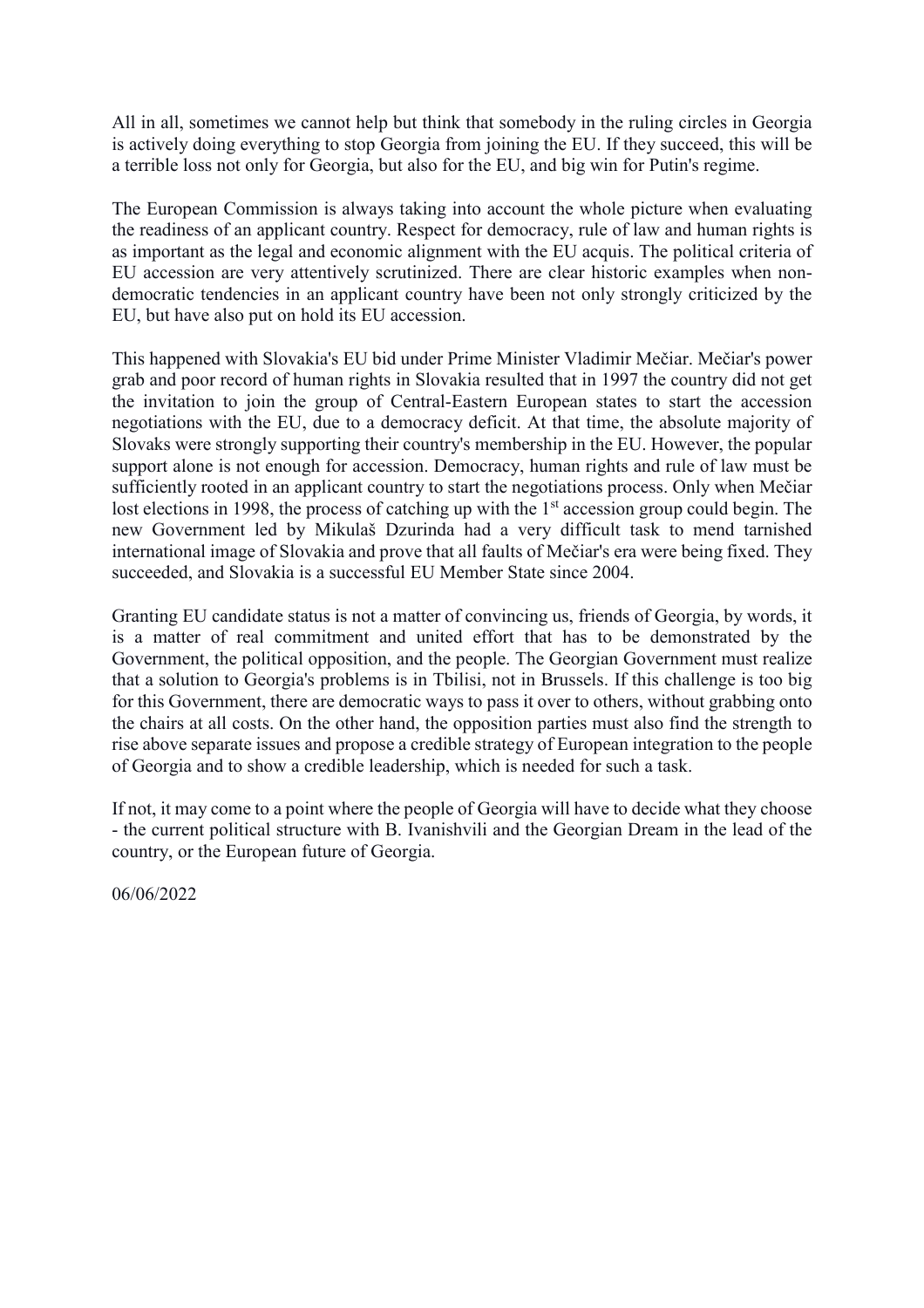All in all, sometimes we cannot help but think that somebody in the ruling circles in Georgia is actively doing everything to stop Georgia from joining the EU. If they succeed, this will be a terrible loss not only for Georgia, but also for the EU, and big win for Putin's regime.

The European Commission is always taking into account the whole picture when evaluating the readiness of an applicant country. Respect for democracy, rule of law and human rights is as important as the legal and economic alignment with the EU acquis. The political criteria of EU accession are very attentively scrutinized. There are clear historic examples when non-democratic tendencies in an applicant country have been not only strongly criticized by the EU, but have also put on hold its EU accession.

This happened with Slovakia's EU bid under Prime Minister Vladimir Mečiar. Mečiar's power grab and poor record of human rights in Slovakia resulted that in 1997 the country did not get the invitation to join the group of Central-Eastern European states to start the accession negotiations with the EU, due to a democracy deficit. At that time, the absolute majority of Slovaks were strongly supporting their country's membership in the EU. However, the popular support alone is not enough for accession. Democracy, human rights and rule of law must be sufficiently rooted in an applicant country to start the negotiations process. Only when Mečiar lost elections in 1998, the process of catching up with the 1st accession group could begin. The new Government led by Mikulaš Dzurinda had a very difficult task to mend tarnished international image of Slovakia and prove that all faults of Mečiar's era were being fixed. They succeeded, and Slovakia is a successful EU Member State since 2004.

Granting EU candidate status is not a matter of convincing us, friends of Georgia, by words, it is a matter of real commitment and united effort that has to be demonstrated by the Government, the political opposition, and the people. The Georgian Government must realize that a solution to Georgia's problems is in Tbilisi, not in Brussels. If this challenge is too big for this Government, there are democratic ways to pass it over to others, without grabbing onto the chairs at all costs. On the other hand, the opposition parties must also find the strength to rise above separate issues and propose a credible strategy of European integration to the people of Georgia and to show a credible leadership, which is needed for such a task.

If not, it may come to a point where the people of Georgia will have to decide what they choose - the current political structure with B. Ivanishvili and the Georgian Dream in the lead of the country, or the European future of Georgia.

06/06/2022